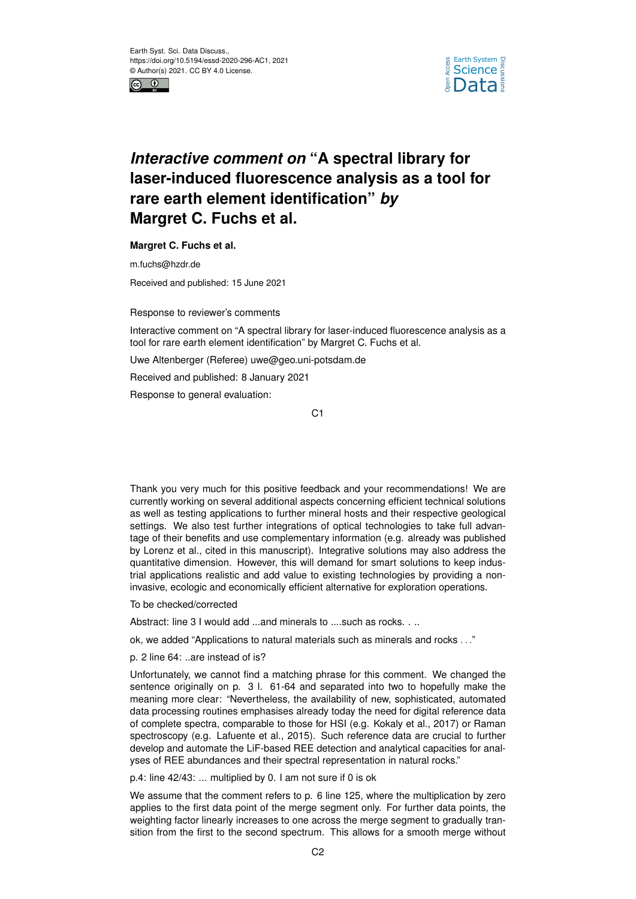# *Interactive comment on* "A spectral library for laser-induced fluorescence analysis as a tool for rare earth element identification" *by* Margret C. Fuchs et al.

**Margret C. Fuchs et al.**

m.fuchs@hzdr.de

Received and published: 15 June 2021

Response to reviewer's comments

Interactive comment on "A spectral library for laser-induced fluorescence analysis as a tool for rare earth element identification" by Margret C. Fuchs et al.

Uwe Altenberger (Referee) uwe@geo.uni-potsdam.de

Received and published: 8 January 2021

Response to general evaluation:

Thank you very much for this positive feedback and your recommendations! We are currently working on several additional aspects concerning efficient technical solutions as well as testing applications to further mineral hosts and their respective geological settings. We also test further integrations of optical technologies to take full advantage of their benefits and use complementary information (e.g. already was published by Lorenz et al., cited in this manuscript). Integrative solutions may also address the quantitative dimension. However, this will demand for smart solutions to keep industrial applications realistic and add value to existing technologies by providing a non-invasive, ecologic and economically efficient alternative for exploration operations.

To be checked/corrected

Abstract: line 3 I would add ...and minerals to ....such as rocks. . ..

ok, we added "Applications to natural materials such as minerals and rocks . . ."

p. 2 line 64: ..are instead of is?

Unfortunately, we cannot find a matching phrase for this comment. We changed the sentence originally on p. 3 l. 61-64 and separated into two to hopefully make the meaning more clear: "Nevertheless, the availability of new, sophisticated, automated data processing routines emphasises already today the need for digital reference data of complete spectra, comparable to those for HSI (e.g. Kokaly et al., 2017) or Raman spectroscopy (e.g. Lafuente et al., 2015). Such reference data are crucial to further develop and automate the LiF-based REE detection and analytical capacities for analyses of REE abundances and their spectral representation in natural rocks."

p.4: line 42/43: ... multiplied by 0. I am not sure if 0 is ok

We assume that the comment refers to p. 6 line 125, where the multiplication by zero applies to the first data point of the merge segment only. For further data points, the weighting factor linearly increases to one across the merge segment to gradually transition from the first to the second spectrum. This allows for a smooth merge without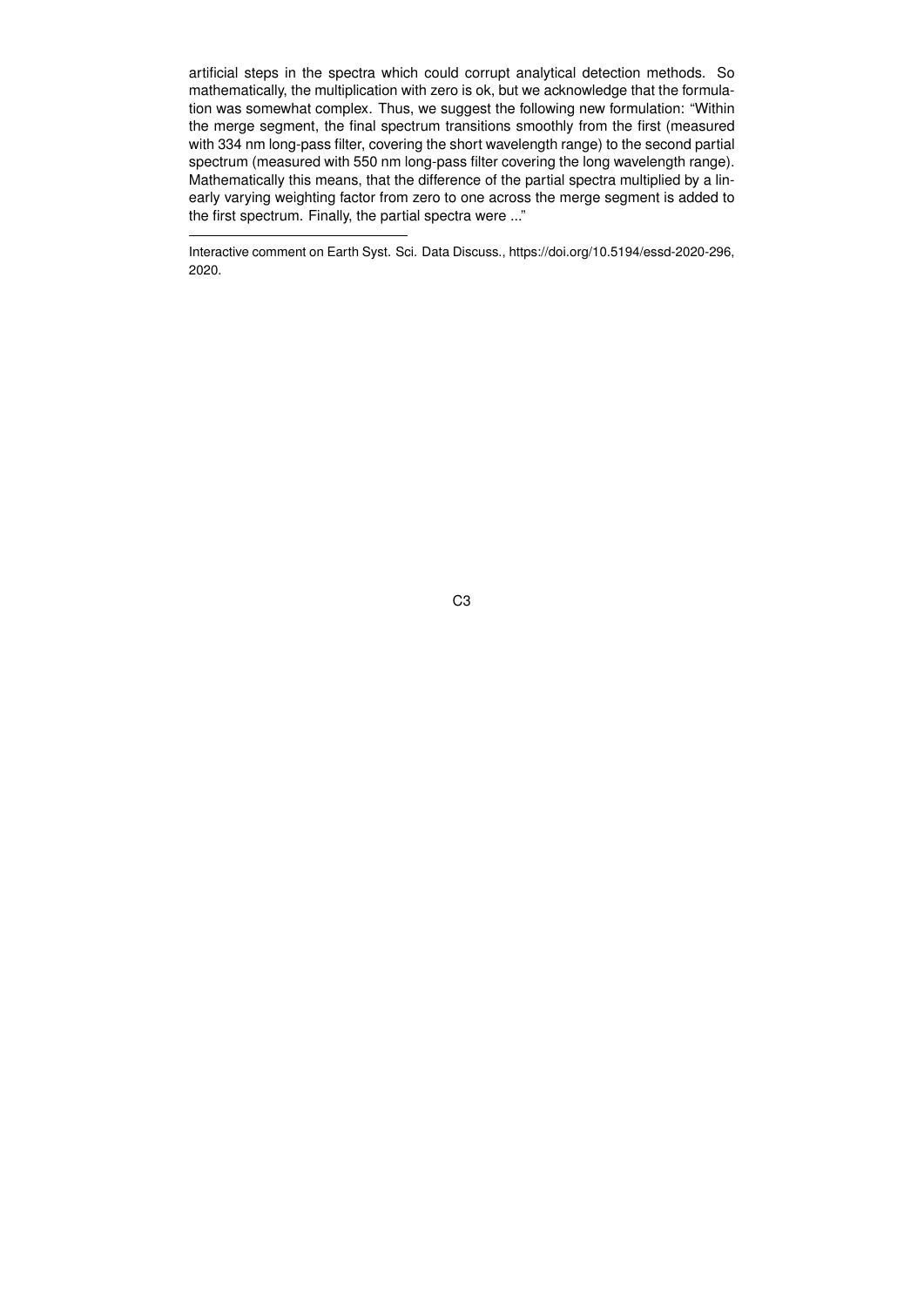artificial steps in the spectra which could corrupt analytical detection methods. So mathematically, the multiplication with zero is ok, but we acknowledge that the formulation was somewhat complex. Thus, we suggest the following new formulation: "Within the merge segment, the final spectrum transitions smoothly from the first (measured with 334 nm long-pass filter, covering the short wavelength range) to the second partial spectrum (measured with 550 nm long-pass filter covering the long wavelength range). Mathematically this means, that the difference of the partial spectra multiplied by a linearly varying weighting factor from zero to one across the merge segment is added to the first spectrum. Finally, the partial spectra were ..."

---

Interactive comment on Earth Syst. Sci. Data Discuss., https://doi.org/10.5194/essd-2020-296, 2020.